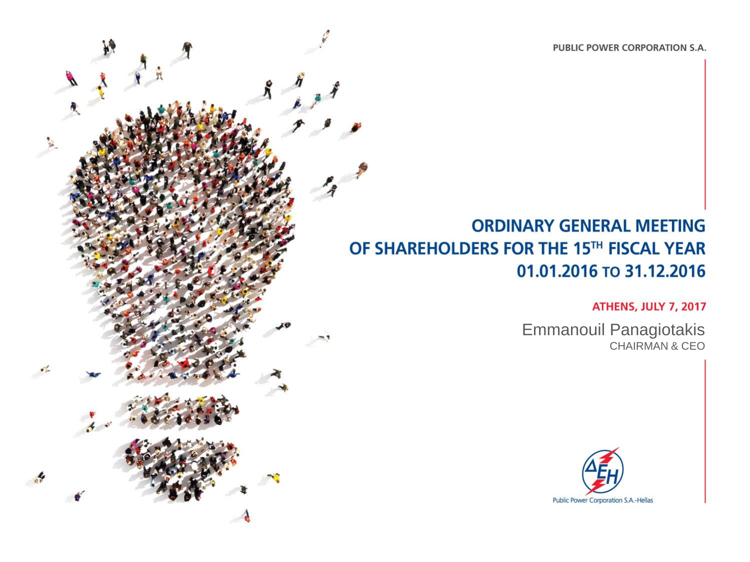PUBLIC POWER CORPORATION S.A.

# ORDINARY GENERAL MEETING OF SHAREHOLDERS FOR THE 15TH FISCAL YEAR 01.01.2016 TO 31.12.2016

**ATHENS, JULY 7, 2017**

Emmanouil Panagiotakis
CHAIRMAN & CEO

Public Power Corporation S.A.-Hellas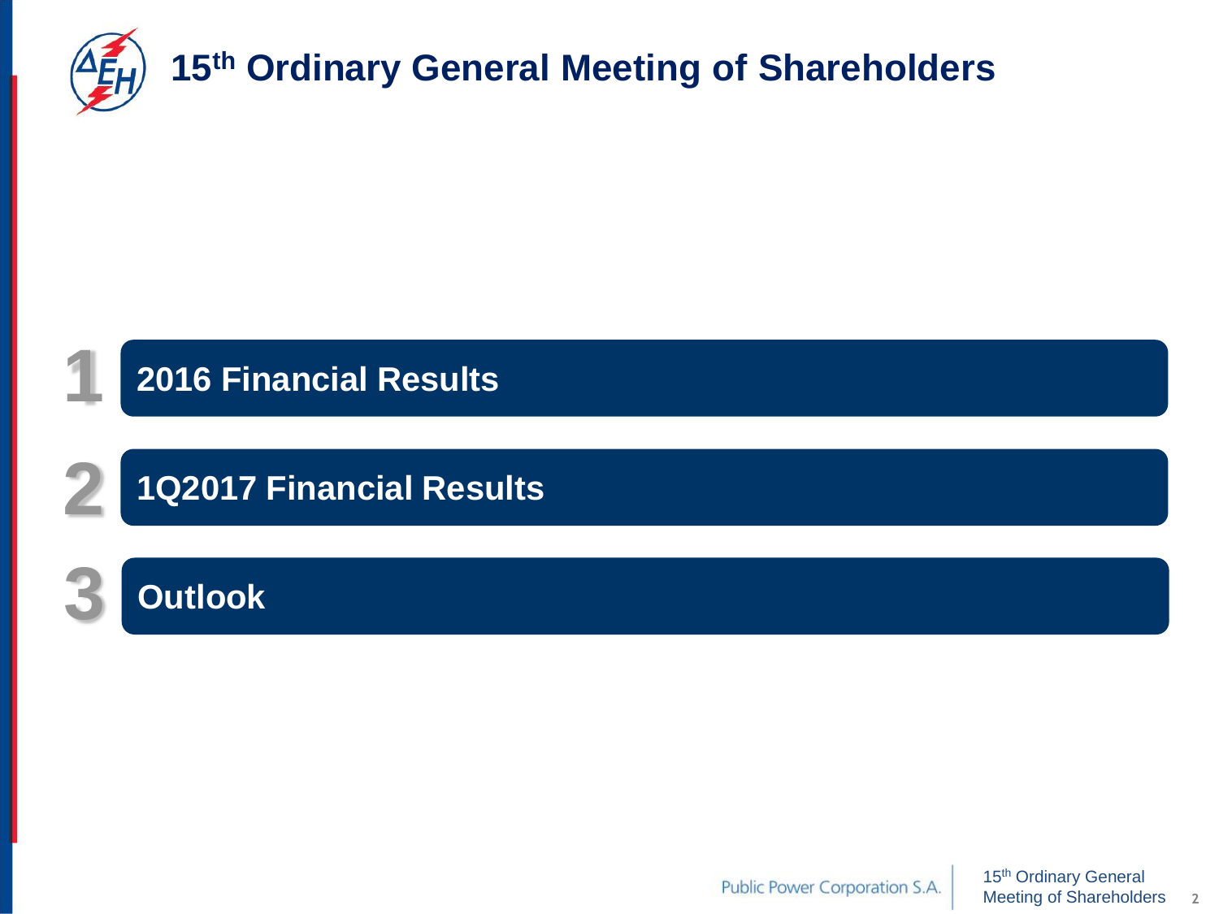# 15th Ordinary General Meeting of Shareholders

1. 2016 Financial Results
2. 1Q2017 Financial Results
3. Outlook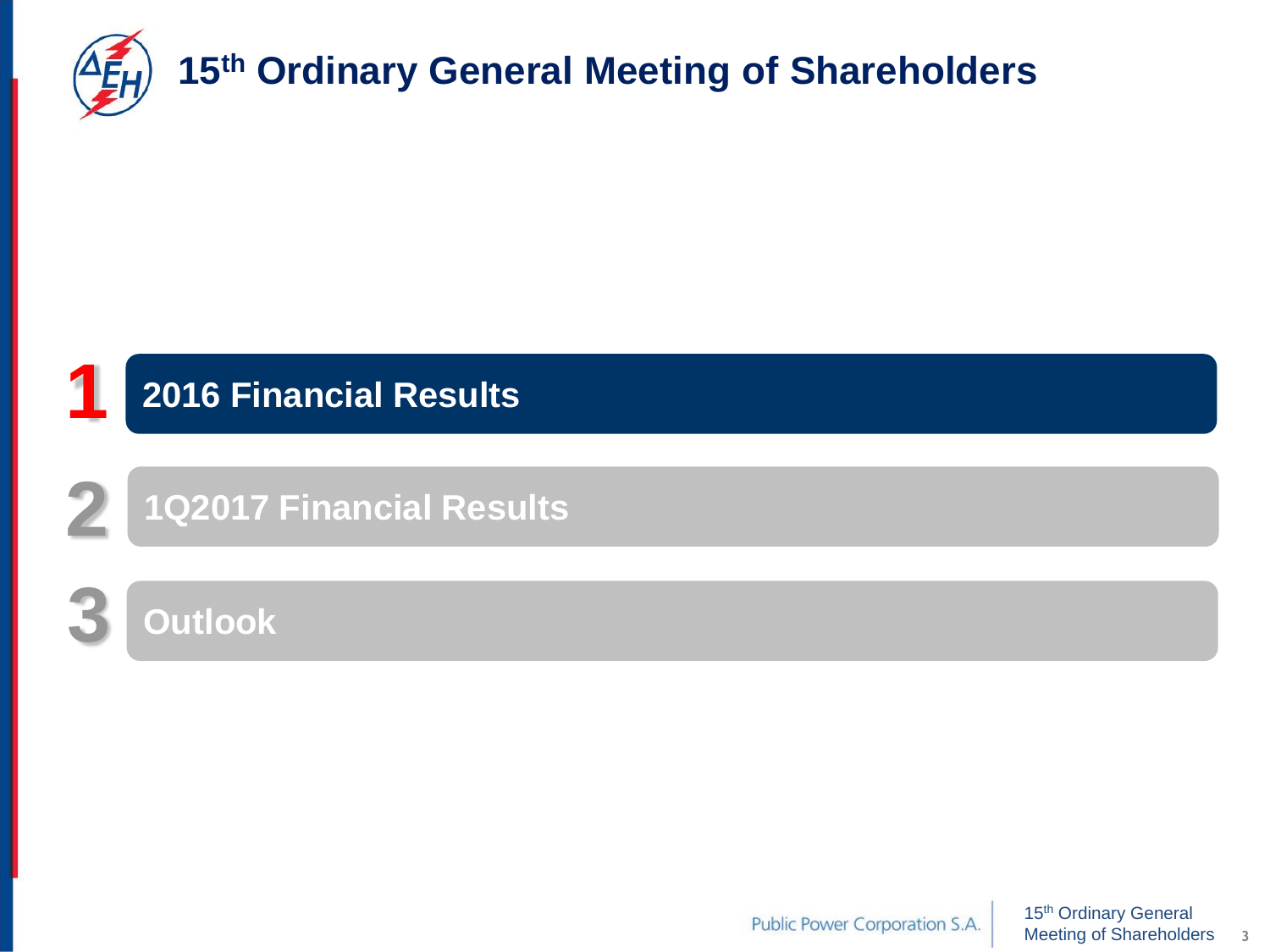# 15th Ordinary General Meeting of Shareholders

1. **2016 Financial Results**
2. **1Q2017 Financial Results**
3. **Outlook**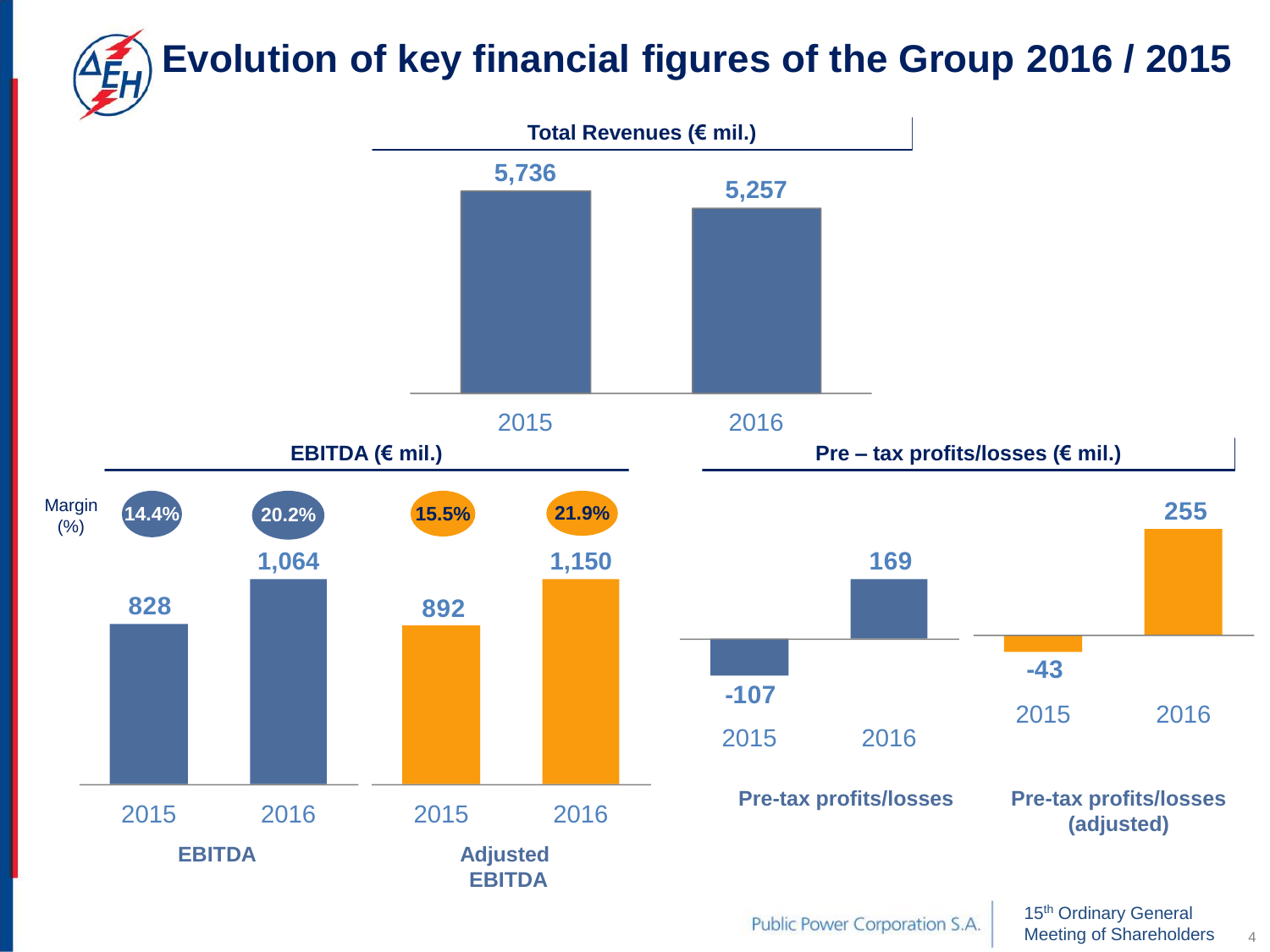# Evolution of key financial figures of the Group 2016 / 2015

**Total Revenues (€ mil.)**

| | 2015 | 2016 |
|---|---|---|
| Total Revenues | 5,736 | 5,257 |

**EBITDA (€ mil.)**

| | EBITDA 2015 | EBITDA 2016 | Adjusted EBITDA 2015 | Adjusted EBITDA 2016 |
|---|---|---|---|---|
| Value | 828 | 1,064 | 892 | 1,150 |
| Margin (%) | 14.4% | 20.2% | 15.5% | 21.9% |

**Pre – tax profits/losses (€ mil.)**

| | 2015 | 2016 |
|---|---|---|
| Pre-tax profits/losses | -107 | 169 |
| Pre-tax profits/losses (adjusted) | -43 | 255 |

Public Power Corporation S.A. | 15th Ordinary General Meeting of Shareholders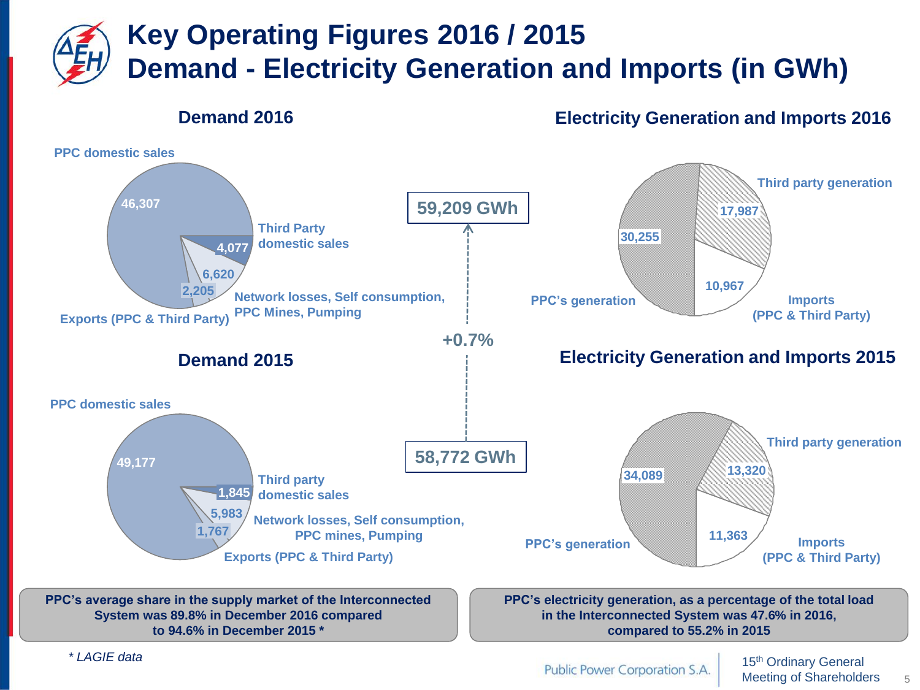# Key Operating Figures 2016 / 2015
# Demand - Electricity Generation and Imports (in GWh)

## Demand 2016

| Category | GWh |
| --- | --- |
| PPC domestic sales | 46,307 |
| Third Party domestic sales | 4,077 |
| Network losses, Self consumption, PPC Mines, Pumping | 6,620 |
| Exports (PPC & Third Party) | 2,205 |

**59,209 GWh**

**+0.7%**

## Demand 2015

| Category | GWh |
| --- | --- |
| PPC domestic sales | 49,177 |
| Third party domestic sales | 1,845 |
| Network losses, Self consumption, PPC mines, Pumping | 5,983 |
| Exports (PPC & Third Party) | 1,767 |

**58,772 GWh**

## Electricity Generation and Imports 2016

| Category | GWh |
| --- | --- |
| PPC's generation | 30,255 |
| Third party generation | 17,987 |
| Imports (PPC & Third Party) | 10,967 |

## Electricity Generation and Imports 2015

| Category | GWh |
| --- | --- |
| PPC's generation | 34,089 |
| Third party generation | 13,320 |
| Imports (PPC & Third Party) | 11,363 |

**PPC's average share in the supply market of the Interconnected System was 89.8% in December 2016 compared to 94.6% in December 2015 \***

**PPC's electricity generation, as a percentage of the total load in the Interconnected System was 47.6% in 2016, compared to 55.2% in 2015**

*\* LAGIE data*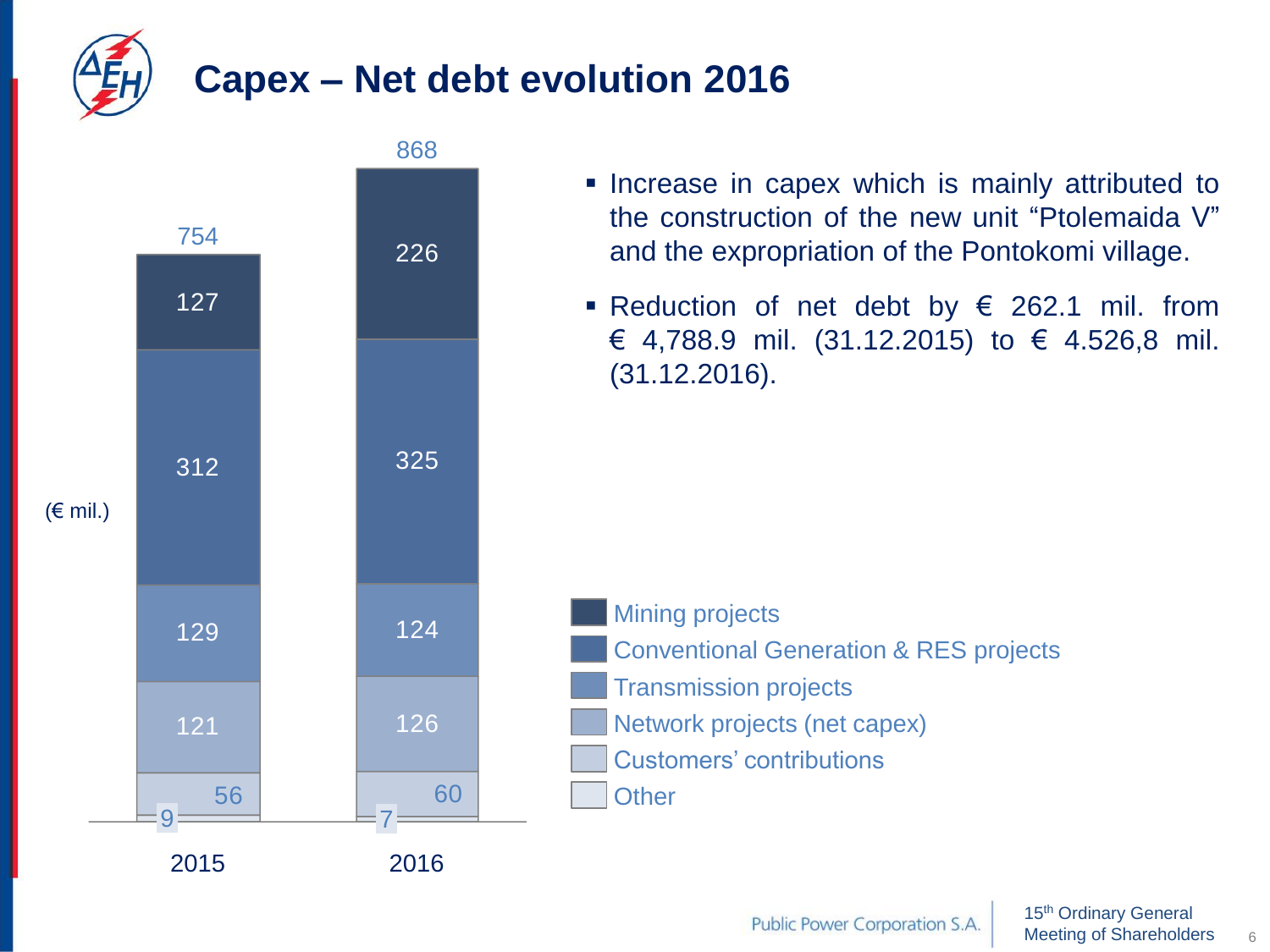# Capex – Net debt evolution 2016

(€ mil.)

| | 2015 | 2016 |
|---|---|---|
| Mining projects | 127 | 226 |
| Conventional Generation & RES projects | 312 | 325 |
| Transmission projects | 129 | 124 |
| Network projects (net capex) | 121 | 126 |
| Customers' contributions | 56 | 60 |
| Other | 9 | 7 |
| Total | 754 | 868 |

- Increase in capex which is mainly attributed to the construction of the new unit "Ptolemaida V" and the expropriation of the Pontokomi village.
- Reduction of net debt by € 262.1 mil. from € 4,788.9 mil. (31.12.2015) to € 4.526,8 mil. (31.12.2016).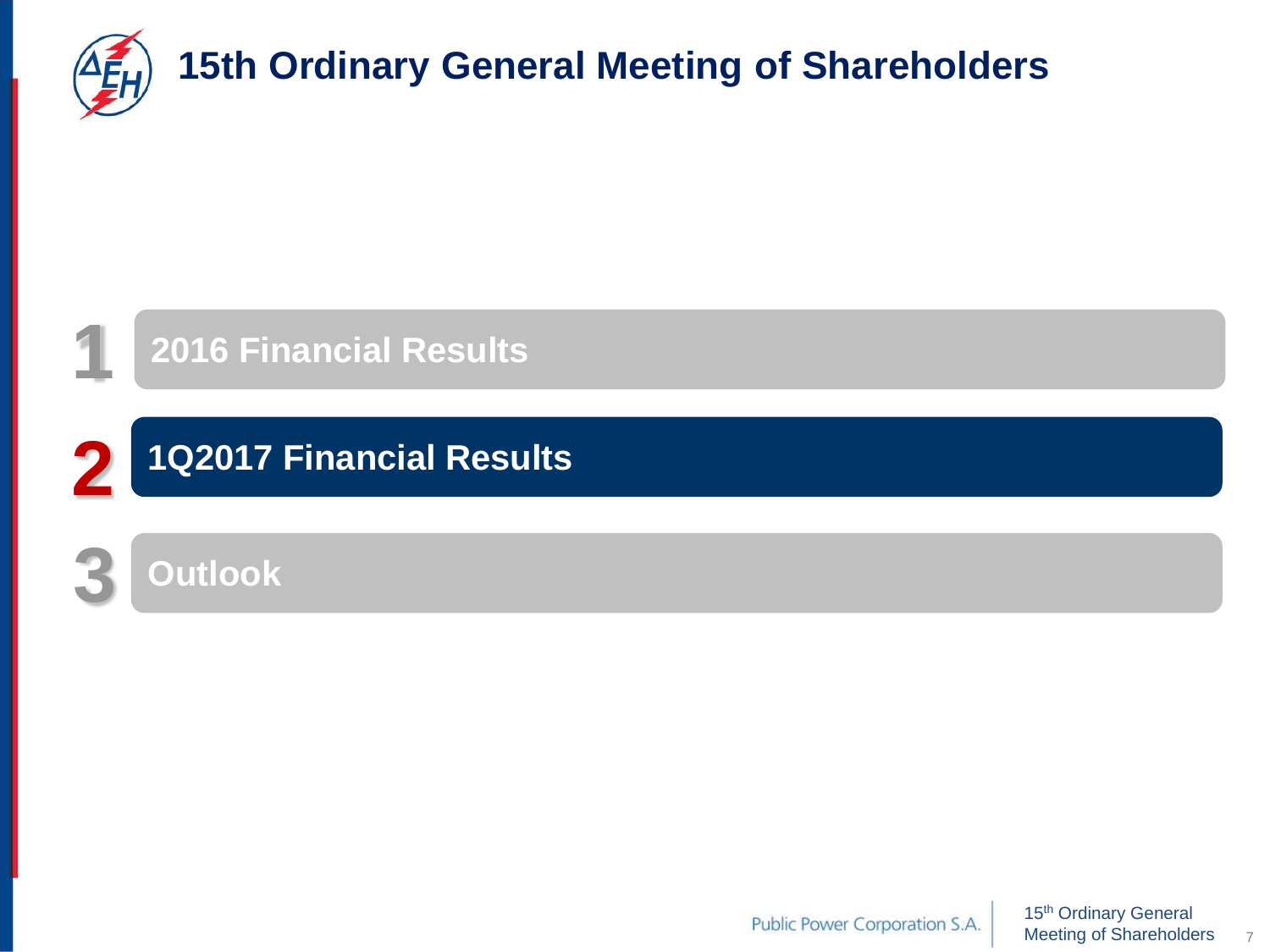# 15th Ordinary General Meeting of Shareholders

1. 2016 Financial Results
2. **1Q2017 Financial Results**
3. Outlook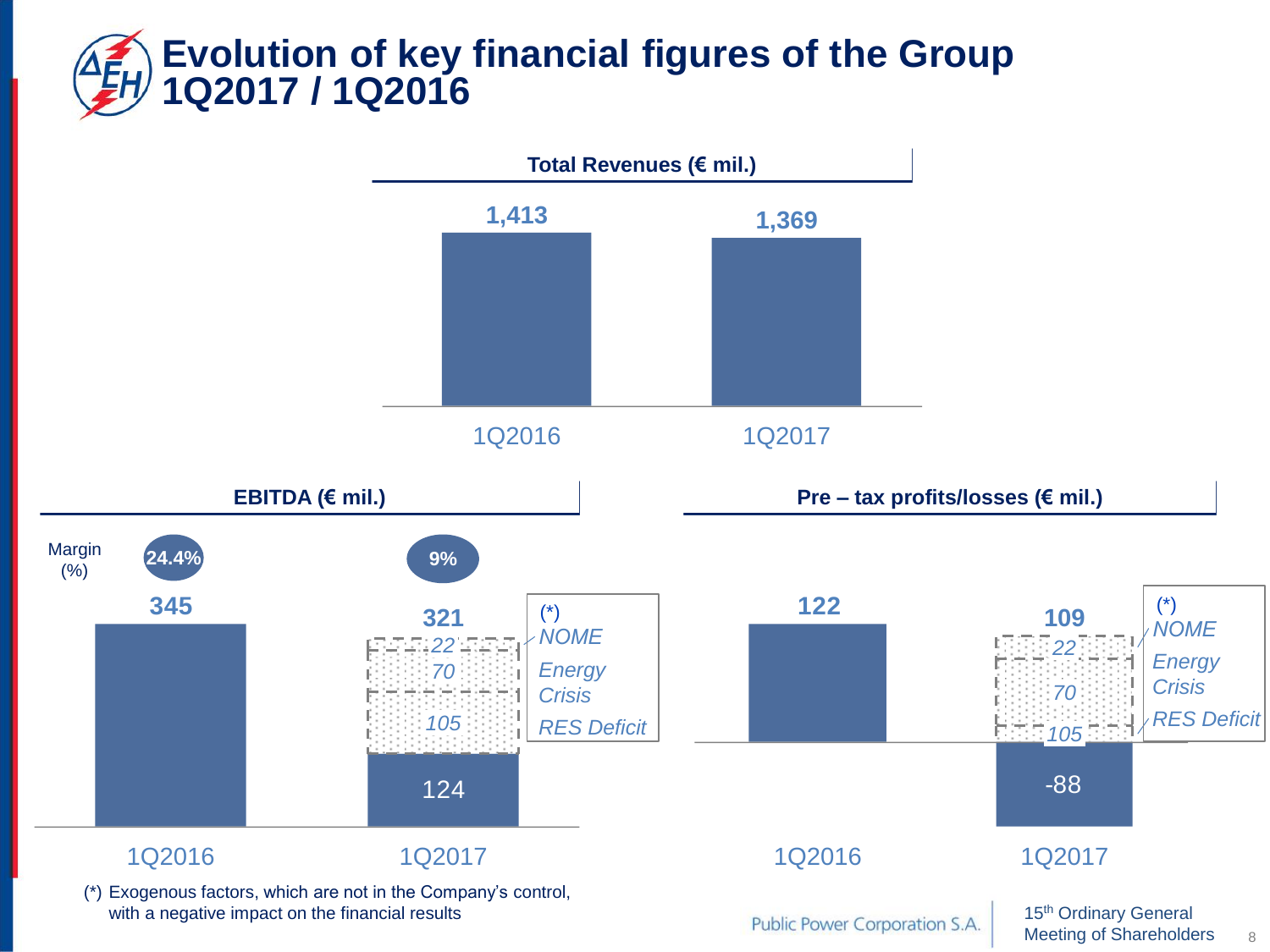# Evolution of key financial figures of the Group 1Q2017 / 1Q2016

**Total Revenues (€ mil.)**

| | 1Q2016 | 1Q2017 |
|---|---|---|
| Total Revenues | 1,413 | 1,369 |

**EBITDA (€ mil.)**

| | 1Q2016 | 1Q2017 |
|---|---|---|
| EBITDA | 345 | 321 |
| Margin (%) | 24.4% | 9% |
| of which reported | | 124 |
| RES Deficit (*) | | 105 |
| Energy Crisis (*) | | 70 |
| NOME (*) | | 22 |

**Pre – tax profits/losses (€ mil.)**

| | 1Q2016 | 1Q2017 |
|---|---|---|
| Pre-tax profits/losses | 122 | 109 |
| of which reported | | -88 |
| RES Deficit (*) | | 105 |
| Energy Crisis (*) | | 70 |
| NOME (*) | | 22 |

(*) Exogenous factors, which are not in the Company's control, with a negative impact on the financial results

Public Power Corporation S.A.

15th Ordinary General Meeting of Shareholders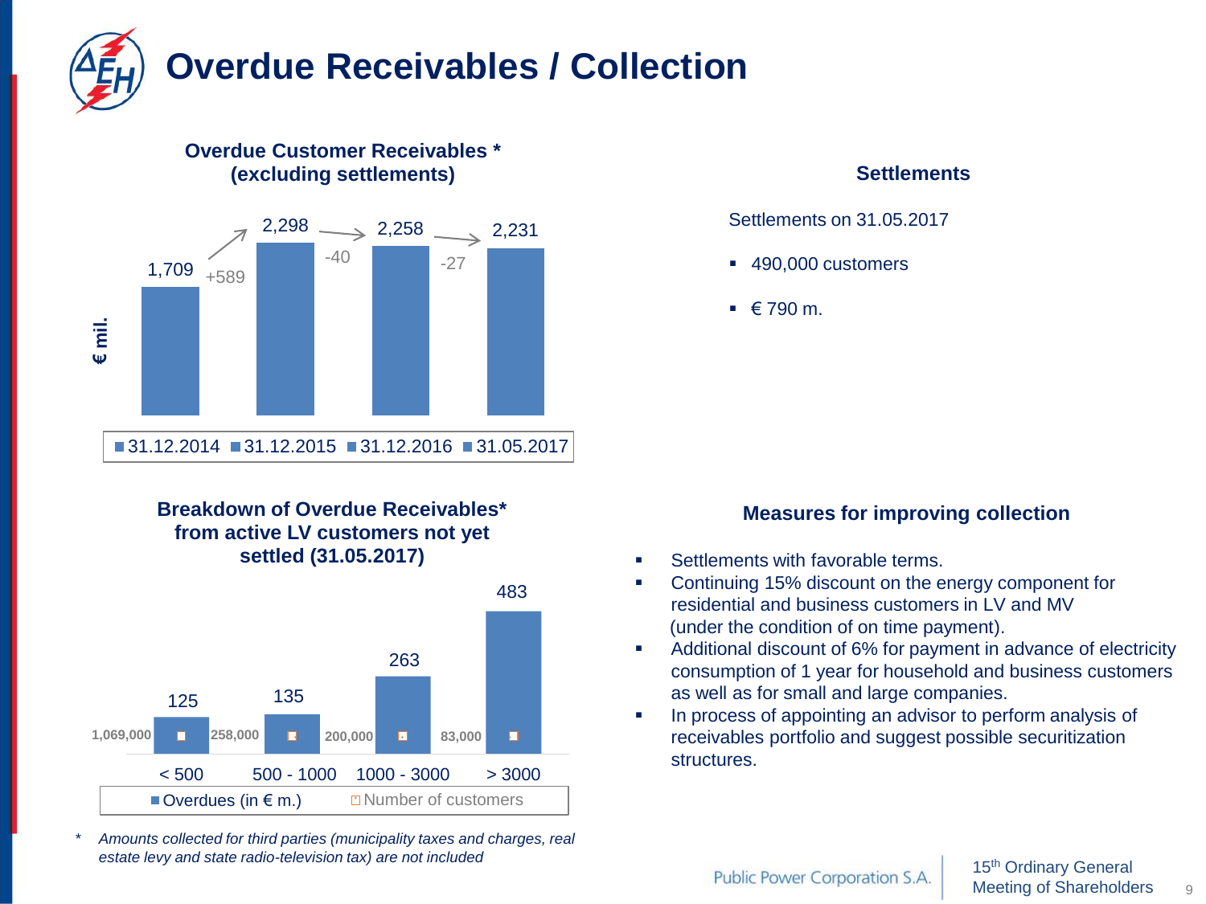# Overdue Receivables / Collection

## Overdue Customer Receivables * (excluding settlements)

€ mil.

| Date | Amount | Change |
| --- | --- | --- |
| 31.12.2014 | 1,709 | |
| 31.12.2015 | 2,298 | +589 |
| 31.12.2016 | 2,258 | -40 |
| 31.05.2017 | 2,231 | -27 |

## Settlements

Settlements on 31.05.2017

- 490,000 customers
- € 790 m.

## Breakdown of Overdue Receivables* from active LV customers not yet settled (31.05.2017)

| | < 500 | 500 - 1000 | 1000 - 3000 | > 3000 |
| --- | --- | --- | --- | --- |
| Overdues (in € m.) | 125 | 135 | 263 | 483 |
| Number of customers | 1,069,000 | 258,000 | 200,000 | 83,000 |

## Measures for improving collection

- Settlements with favorable terms.
- Continuing 15% discount on the energy component for residential and business customers in LV and MV (under the condition of on time payment).
- Additional discount of 6% for payment in advance of electricity consumption of 1 year for household and business customers as well as for small and large companies.
- In process of appointing an advisor to perform analysis of receivables portfolio and suggest possible securitization structures.

\* *Amounts collected for third parties (municipality taxes and charges, real estate levy and state radio-television tax) are not included*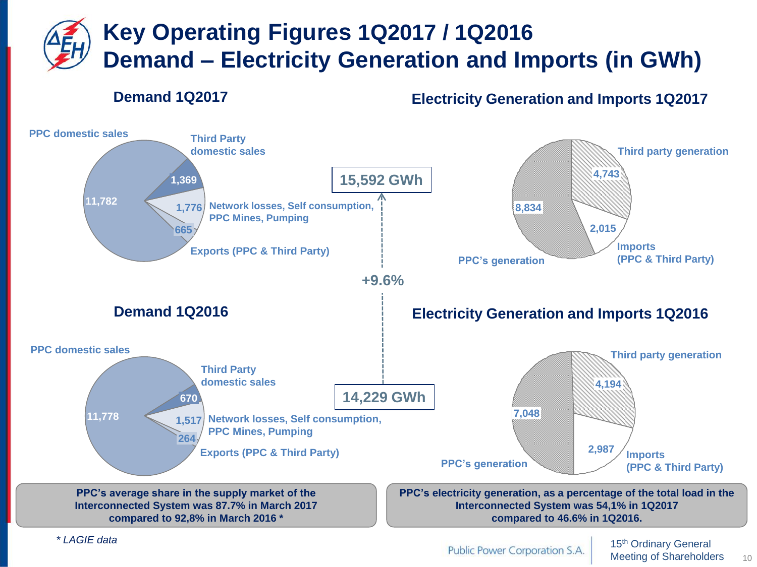# Key Operating Figures 1Q2017 / 1Q2016
# Demand – Electricity Generation and Imports (in GWh)

## Demand 1Q2017

| Category | GWh |
|---|---|
| PPC domestic sales | 11,782 |
| Third Party domestic sales | 1,369 |
| Network losses, Self consumption, PPC Mines, Pumping | 1,776 |
| Exports (PPC & Third Party) | 665 |

**15,592 GWh**

## Electricity Generation and Imports 1Q2017

| Category | GWh |
|---|---|
| PPC's generation | 8,834 |
| Third party generation | 4,743 |
| Imports (PPC & Third Party) | 2,015 |

**+9.6%**

## Demand 1Q2016

| Category | GWh |
|---|---|
| PPC domestic sales | 11,778 |
| Third Party domestic sales | 670 |
| Network losses, Self consumption, PPC Mines, Pumping | 1,517 |
| Exports (PPC & Third Party) | 264 |

**14,229 GWh**

## Electricity Generation and Imports 1Q2016

| Category | GWh |
|---|---|
| PPC's generation | 7,048 |
| Third party generation | 4,194 |
| Imports (PPC & Third Party) | 2,987 |

**PPC's average share in the supply market of the Interconnected System was 87.7% in March 2017 compared to 92,8% in March 2016 ***

**PPC's electricity generation, as a percentage of the total load in the Interconnected System was 54,1% in 1Q2017 compared to 46.6% in 1Q2016.**

*\* LAGIE data*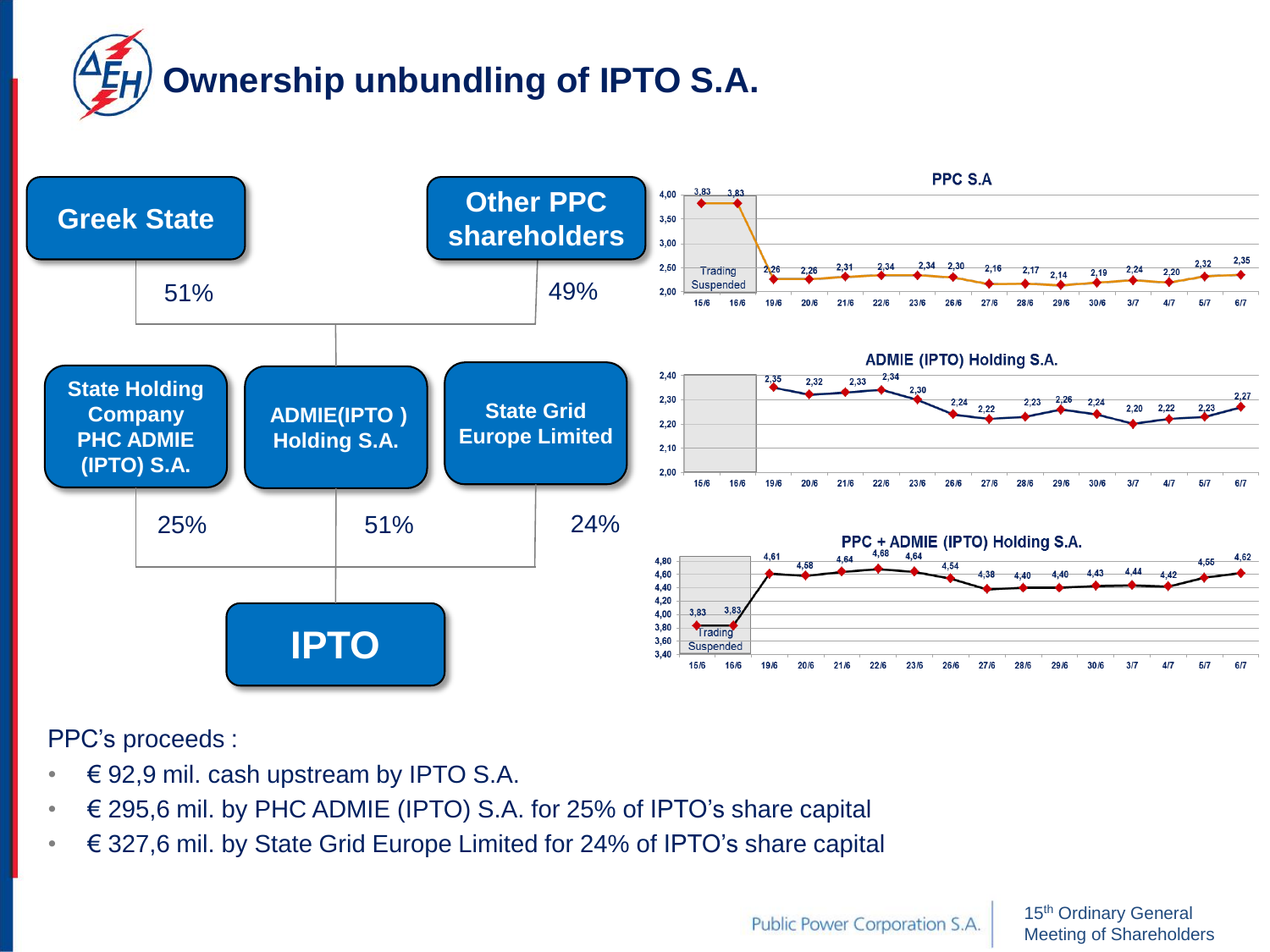# Ownership unbundling of IPTO S.A.

Greek State — 51%

Other PPC shareholders — 49%

State Holding Company PHC ADMIE (IPTO) S.A. — 25%

ADMIE(IPTO ) Holding S.A. — 51%

State Grid Europe Limited — 24%

IPTO

**PPC S.A**

| | 15/6 | 16/6 | 19/6 | 20/6 | 21/6 | 22/6 | 23/6 | 26/6 | 27/6 | 28/6 | 29/6 | 30/6 | 3/7 | 4/7 | 5/7 | 6/7 |
|---|---|---|---|---|---|---|---|---|---|---|---|---|---|---|---|---|
| PPC S.A | 3,83 | 3,83 | 2,26 | 2,26 | 2,31 | 2,34 | 2,34 | 2,30 | 2,16 | 2,17 | 2,14 | 2,19 | 2,24 | 2,20 | 2,32 | 2,35 |

Trading Suspended

**ADMIE (IPTO) Holding S.A.**

| | 19/6 | 20/6 | 21/6 | 22/6 | 23/6 | 26/6 | 27/6 | 28/6 | 29/6 | 30/6 | 3/7 | 4/7 | 5/7 | 6/7 |
|---|---|---|---|---|---|---|---|---|---|---|---|---|---|---|
| ADMIE (IPTO) Holding S.A. | 2,35 | 2,32 | 2,33 | 2,34 | 2,30 | 2,24 | 2,22 | 2,23 | 2,26 | 2,24 | 2,20 | 2,22 | 2,23 | 2,27 |

**PPC + ADMIE (IPTO) Holding S.A.**

| | 15/6 | 16/6 | 19/6 | 20/6 | 21/6 | 22/6 | 23/6 | 26/6 | 27/6 | 28/6 | 29/6 | 30/6 | 3/7 | 4/7 | 5/7 | 6/7 |
|---|---|---|---|---|---|---|---|---|---|---|---|---|---|---|---|---|
| PPC + ADMIE (IPTO) Holding S.A. | 3,83 | 3,83 | 4,61 | 4,58 | 4,64 | 4,68 | 4,64 | 4,54 | 4,38 | 4,40 | 4,40 | 4,43 | 4,44 | 4,42 | 4,55 | 4,62 |

Trading Suspended

PPC's proceeds :

- € 92,9 mil. cash upstream by IPTO S.A.
- € 295,6 mil. by PHC ADMIE (IPTO) S.A. for 25% of IPTO's share capital
- € 327,6 mil. by State Grid Europe Limited for 24% of IPTO's share capital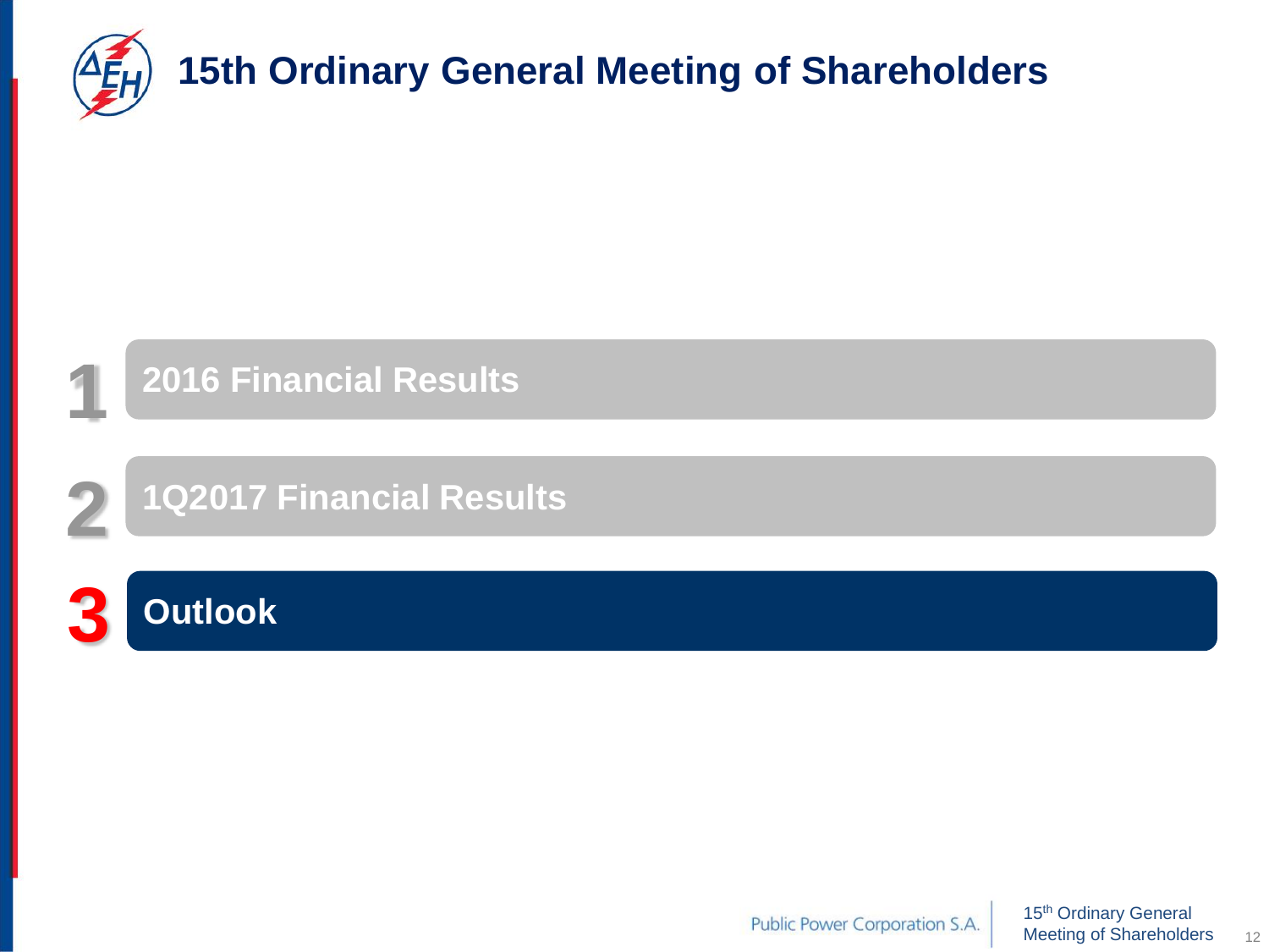# 15th Ordinary General Meeting of Shareholders

1. 2016 Financial Results
2. 1Q2017 Financial Results
3. **Outlook**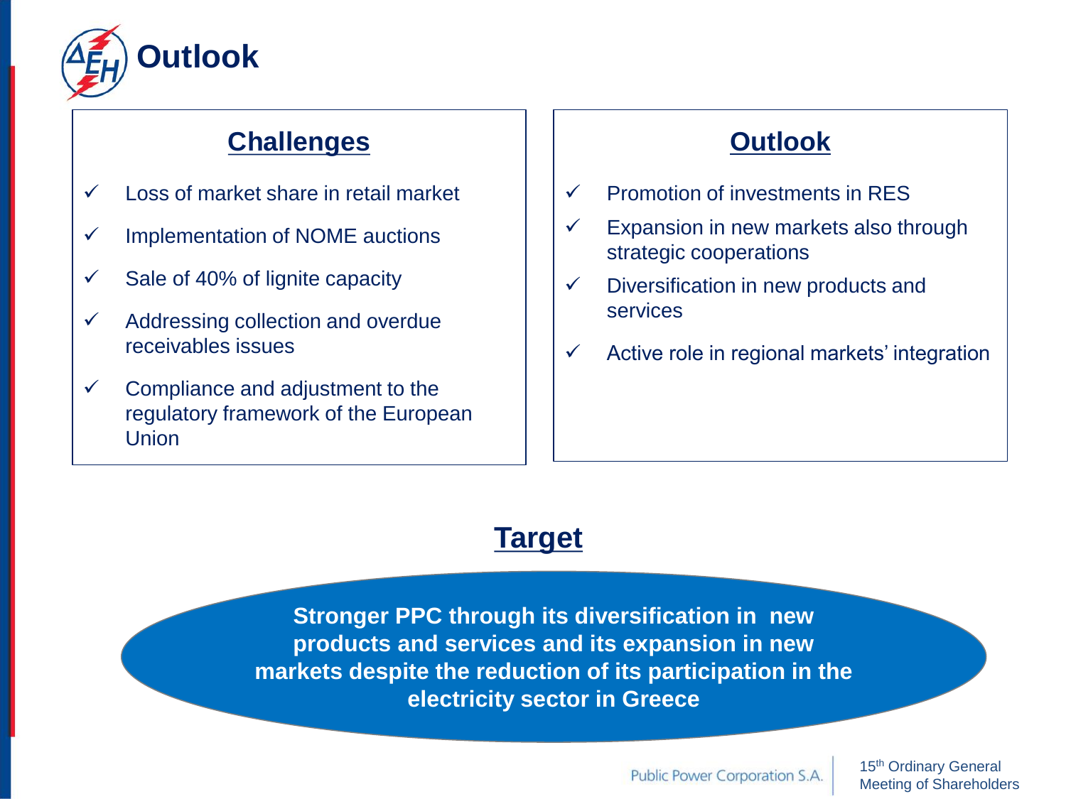# Outlook

## Challenges

- ✓ Loss of market share in retail market
- ✓ Implementation of NOME auctions
- ✓ Sale of 40% of lignite capacity
- ✓ Addressing collection and overdue receivables issues
- ✓ Compliance and adjustment to the regulatory framework of the European Union

## Outlook

- ✓ Promotion of investments in RES
- ✓ Expansion in new markets also through strategic cooperations
- ✓ Diversification in new products and services
- ✓ Active role in regional markets' integration

## Target

**Stronger PPC through its diversification in new products and services and its expansion in new markets despite the reduction of its participation in the electricity sector in Greece**